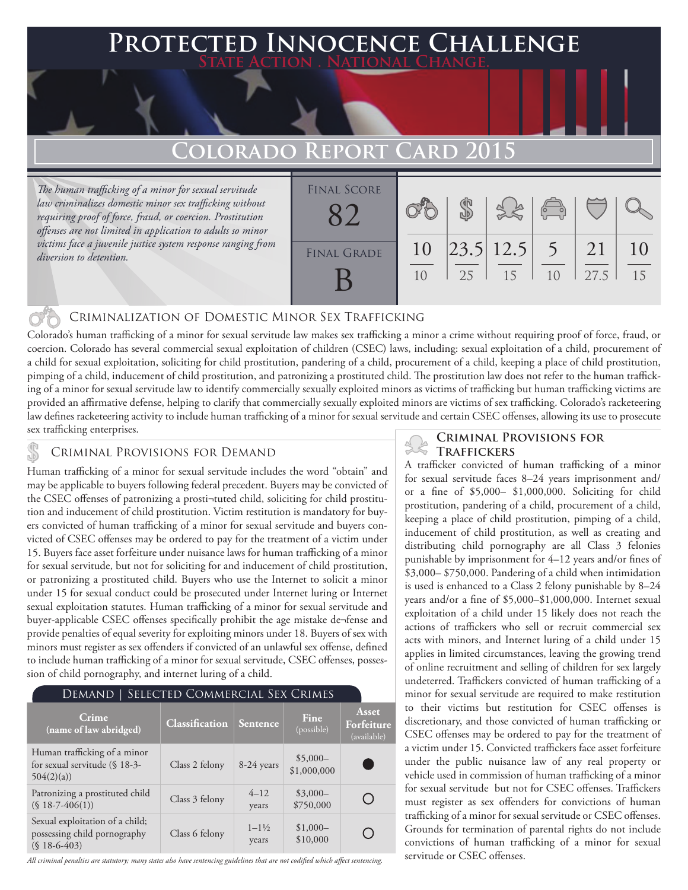# Protected Innocence Challenge

State Action . National Change.

## Colorado Report Card 2015

*The human trafficking of a minor for sexual servitude law criminalizes domestic minor sex trafficking without requiring proof of force, fraud, or coercion. Prostitution offenses are not limited in application to adults so minor victims face a juvenile justice system response ranging from diversion to detention.*

| Final Score | | | | | | |
|---|---|---|---|---|---|---|
| 82 | 10 / 10 | 23.5 / 25 | 12.5 / 15 | 5 / 10 | 21 / 27.5 | 10 / 15 |
| **Final Grade** | | | | | | |
| B | | | | | | |

## Criminalization of Domestic Minor Sex Trafficking

Colorado's human trafficking of a minor for sexual servitude law makes sex trafficking a minor a crime without requiring proof of force, fraud, or coercion. Colorado has several commercial sexual exploitation of children (CSEC) laws, including: sexual exploitation of a child, procurement of a child for sexual exploitation, soliciting for child prostitution, pandering of a child, procurement of a child, keeping a place of child prostitution, pimping of a child, inducement of child prostitution, and patronizing a prostituted child. The prostitution law does not refer to the human trafficking of a minor for sexual servitude law to identify commercially sexually exploited minors as victims of trafficking but human trafficking victims are provided an affirmative defense, helping to clarify that commercially sexually exploited minors are victims of sex trafficking. Colorado's racketeering law defines racketeering activity to include human trafficking of a minor for sexual servitude and certain CSEC offenses, allowing its use to prosecute sex trafficking enterprises.

## Criminal Provisions for Demand

Human trafficking of a minor for sexual servitude includes the word "obtain" and may be applicable to buyers following federal precedent. Buyers may be convicted of the CSEC offenses of patronizing a prosti¬tuted child, soliciting for child prostitution and inducement of child prostitution. Victim restitution is mandatory for buyers convicted of human trafficking of a minor for sexual servitude and buyers convicted of CSEC offenses may be ordered to pay for the treatment of a victim under 15. Buyers face asset forfeiture under nuisance laws for human trafficking of a minor for sexual servitude, but not for soliciting for and inducement of child prostitution, or patronizing a prostituted child. Buyers who use the Internet to solicit a minor under 15 for sexual conduct could be prosecuted under Internet luring or Internet sexual exploitation statutes. Human trafficking of a minor for sexual servitude and buyer-applicable CSEC offenses specifically prohibit the age mistake de¬fense and provide penalties of equal severity for exploiting minors under 18. Buyers of sex with minors must register as sex offenders if convicted of an unlawful sex offense, defined to include human trafficking of a minor for sexual servitude, CSEC offenses, possession of child pornography, and internet luring of a child.

### Demand | Selected Commercial Sex Crimes

| Crime (name of law abridged) | Classification | Sentence | Fine (possible) | Asset Forfeiture (available) |
|---|---|---|---|---|
| Human trafficking of a minor for sexual servitude (§ 18-3-504(2)(a)) | Class 2 felony | 8-24 years | $5,000–$1,000,000 | ● |
| Patronizing a prostituted child (§ 18-7-406(1)) | Class 3 felony | 4–12 years | $3,000–$750,000 | ○ |
| Sexual exploitation of a child; possessing child pornography (§ 18-6-403) | Class 6 felony | 1–1½ years | $1,000–$10,000 | ○ |

*All criminal penalties are statutory; many states also have sentencing guidelines that are not codified which affect sentencing.*

## Criminal Provisions for Traffickers

A trafficker convicted of human trafficking of a minor for sexual servitude faces 8–24 years imprisonment and/or a fine of $5,000– $1,000,000. Soliciting for child prostitution, pandering of a child, procurement of a child, keeping a place of child prostitution, pimping of a child, inducement of child prostitution, as well as creating and distributing child pornography are all Class 3 felonies punishable by imprisonment for 4–12 years and/or fines of $3,000– $750,000. Pandering of a child when intimidation is used is enhanced to a Class 2 felony punishable by 8–24 years and/or a fine of $5,000–$1,000,000. Internet sexual exploitation of a child under 15 likely does not reach the actions of traffickers who sell or recruit commercial sex acts with minors, and Internet luring of a child under 15 applies in limited circumstances, leaving the growing trend of online recruitment and selling of children for sex largely undeterred. Traffickers convicted of human trafficking of a minor for sexual servitude are required to make restitution to their victims but restitution for CSEC offenses is discretionary, and those convicted of human trafficking or CSEC offenses may be ordered to pay for the treatment of a victim under 15. Convicted traffickers face asset forfeiture under the public nuisance law of any real property or vehicle used in commission of human trafficking of a minor for sexual servitude but not for CSEC offenses. Traffickers must register as sex offenders for convictions of human trafficking of a minor for sexual servitude or CSEC offenses. Grounds for termination of parental rights do not include convictions of human trafficking of a minor for sexual servitude or CSEC offenses.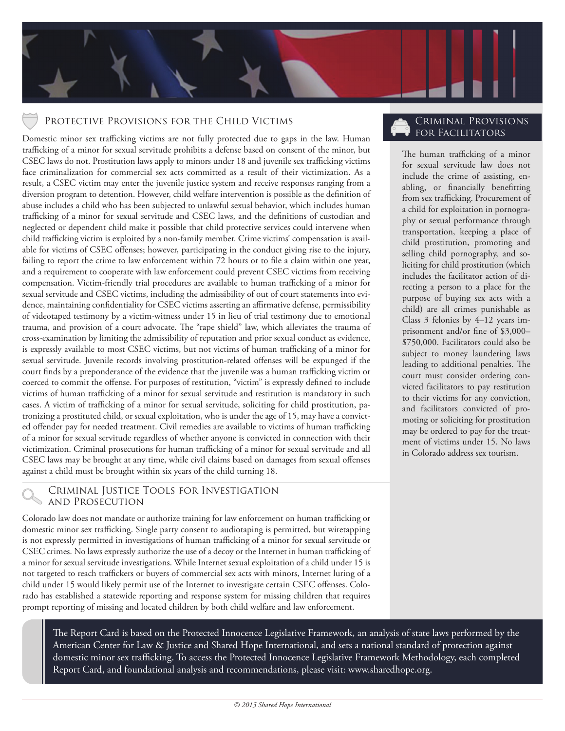## Protective Provisions for the Child Victims

Domestic minor sex trafficking victims are not fully protected due to gaps in the law. Human trafficking of a minor for sexual servitude prohibits a defense based on consent of the minor, but CSEC laws do not. Prostitution laws apply to minors under 18 and juvenile sex trafficking victims face criminalization for commercial sex acts committed as a result of their victimization. As a result, a CSEC victim may enter the juvenile justice system and receive responses ranging from a diversion program to detention. However, child welfare intervention is possible as the definition of abuse includes a child who has been subjected to unlawful sexual behavior, which includes human trafficking of a minor for sexual servitude and CSEC laws, and the definitions of custodian and neglected or dependent child make it possible that child protective services could intervene when child trafficking victim is exploited by a non-family member. Crime victims' compensation is available for victims of CSEC offenses; however, participating in the conduct giving rise to the injury, failing to report the crime to law enforcement within 72 hours or to file a claim within one year, and a requirement to cooperate with law enforcement could prevent CSEC victims from receiving compensation. Victim-friendly trial procedures are available to human trafficking of a minor for sexual servitude and CSEC victims, including the admissibility of out of court statements into evidence, maintaining confidentiality for CSEC victims asserting an affirmative defense, permissibility of videotaped testimony by a victim-witness under 15 in lieu of trial testimony due to emotional trauma, and provision of a court advocate. The "rape shield" law, which alleviates the trauma of cross-examination by limiting the admissibility of reputation and prior sexual conduct as evidence, is expressly available to most CSEC victims, but not victims of human trafficking of a minor for sexual servitude. Juvenile records involving prostitution-related offenses will be expunged if the court finds by a preponderance of the evidence that the juvenile was a human trafficking victim or coerced to commit the offense. For purposes of restitution, "victim" is expressly defined to include victims of human trafficking of a minor for sexual servitude and restitution is mandatory in such cases. A victim of trafficking of a minor for sexual servitude, soliciting for child prostitution, patronizing a prostituted child, or sexual exploitation, who is under the age of 15, may have a convicted offender pay for needed treatment. Civil remedies are available to victims of human trafficking of a minor for sexual servitude regardless of whether anyone is convicted in connection with their victimization. Criminal prosecutions for human trafficking of a minor for sexual servitude and all CSEC laws may be brought at any time, while civil claims based on damages from sexual offenses against a child must be brought within six years of the child turning 18.

## Criminal Justice Tools for Investigation and Prosecution

Colorado law does not mandate or authorize training for law enforcement on human trafficking or domestic minor sex trafficking. Single party consent to audiotaping is permitted, but wiretapping is not expressly permitted in investigations of human trafficking of a minor for sexual servitude or CSEC crimes. No laws expressly authorize the use of a decoy or the Internet in human trafficking of a minor for sexual servitude investigations. While Internet sexual exploitation of a child under 15 is not targeted to reach traffickers or buyers of commercial sex acts with minors, Internet luring of a child under 15 would likely permit use of the Internet to investigate certain CSEC offenses. Colorado has established a statewide reporting and response system for missing children that requires prompt reporting of missing and located children by both child welfare and law enforcement.

## Criminal Provisions for Facilitators

The human trafficking of a minor for sexual servitude law does not include the crime of assisting, enabling, or financially benefitting from sex trafficking. Procurement of a child for exploitation in pornography or sexual performance through transportation, keeping a place of child prostitution, promoting and selling child pornography, and soliciting for child prostitution (which includes the facilitator action of directing a person to a place for the purpose of buying sex acts with a child) are all crimes punishable as Class 3 felonies by 4–12 years imprisonment and/or fine of $3,000–$750,000. Facilitators could also be subject to money laundering laws leading to additional penalties. The court must consider ordering convicted facilitators to pay restitution to their victims for any conviction, and facilitators convicted of promoting or soliciting for prostitution may be ordered to pay for the treatment of victims under 15. No laws in Colorado address sex tourism.

The Report Card is based on the Protected Innocence Legislative Framework, an analysis of state laws performed by the American Center for Law & Justice and Shared Hope International, and sets a national standard of protection against domestic minor sex trafficking. To access the Protected Innocence Legislative Framework Methodology, each completed Report Card, and foundational analysis and recommendations, please visit: www.sharedhope.org.

*© 2015 Shared Hope International*